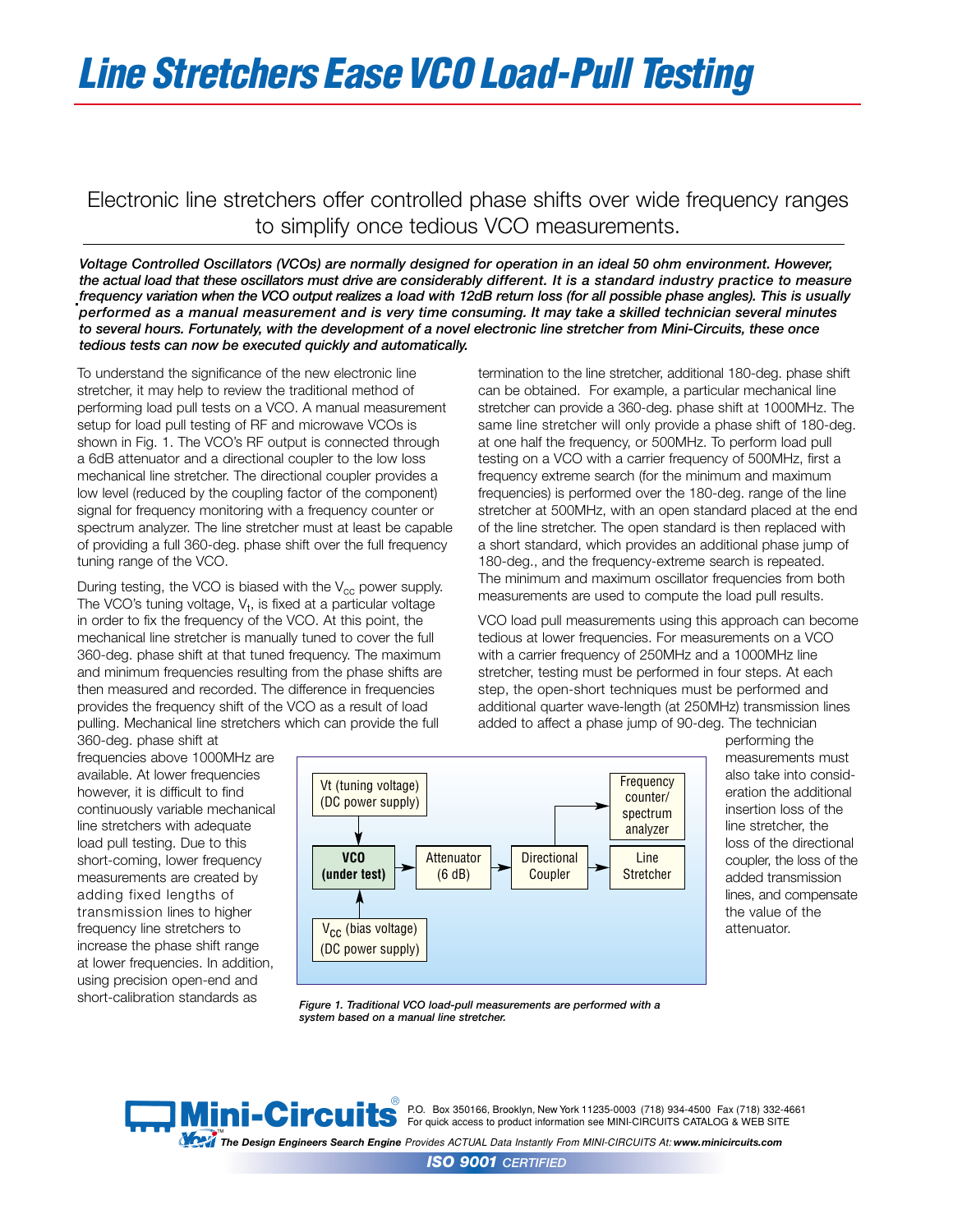# Line Stretchers Ease VCO Load-Pull Testing

Electronic line stretchers offer controlled phase shifts over wide frequency ranges to simplify once tedious VCO measurements.

***Voltage Controlled Oscillators (VCOs) are normally designed for operation in an ideal 50 ohm environment. However, the actual load that these oscillators must drive are considerably different. It is a standard industry practice to measure frequency variation when the VCO output realizes a load with 12dB return loss (for all possible phase angles). This is usually performed as a manual measurement and is very time consuming. It may take a skilled technician several minutes to several hours. Fortunately, with the development of a novel electronic line stretcher from Mini-Circuits, these once tedious tests can now be executed quickly and automatically.***

To understand the significance of the new electronic line stretcher, it may help to review the traditional method of performing load pull tests on a VCO. A manual measurement setup for load pull testing of RF and microwave VCOs is shown in Fig. 1. The VCO's RF output is connected through a 6dB attenuator and a directional coupler to the low loss mechanical line stretcher. The directional coupler provides a low level (reduced by the coupling factor of the component) signal for frequency monitoring with a frequency counter or spectrum analyzer. The line stretcher must at least be capable of providing a full 360-deg. phase shift over the full frequency tuning range of the VCO.

During testing, the VCO is biased with the $V_{cc}$ power supply. The VCO's tuning voltage, $V_t$, is fixed at a particular voltage in order to fix the frequency of the VCO. At this point, the mechanical line stretcher is manually tuned to cover the full 360-deg. phase shift at that tuned frequency. The maximum and minimum frequencies resulting from the phase shifts are then measured and recorded. The difference in frequencies provides the frequency shift of the VCO as a result of load pulling. Mechanical line stretchers which can provide the full 360-deg. phase shift at frequencies above 1000MHz are available. At lower frequencies however, it is difficult to find continuously variable mechanical line stretchers with adequate load pull testing. Due to this short-coming, lower frequency measurements are created by adding fixed lengths of transmission lines to higher frequency line stretchers to increase the phase shift range at lower frequencies. In addition, using precision open-end and short-calibration standards as termination to the line stretcher, additional 180-deg. phase shift can be obtained. For example, a particular mechanical line stretcher can provide a 360-deg. phase shift at 1000MHz. The same line stretcher will only provide a phase shift of 180-deg. at one half the frequency, or 500MHz. To perform load pull testing on a VCO with a carrier frequency of 500MHz, first a frequency extreme search (for the minimum and maximum frequencies) is performed over the 180-deg. range of the line stretcher at 500MHz, with an open standard placed at the end of the line stretcher. The open standard is then replaced with a short standard, which provides an additional phase jump of 180-deg., and the frequency-extreme search is repeated. The minimum and maximum oscillator frequencies from both measurements are used to compute the load pull results.

VCO load pull measurements using this approach can become tedious at lower frequencies. For measurements on a VCO with a carrier frequency of 250MHz and a 1000MHz line stretcher, testing must be performed in four steps. At each step, the open-short techniques must be performed and additional quarter wave-length (at 250MHz) transmission lines added to affect a phase jump of 90-deg. The technician performing the measurements must also take into consideration the additional insertion loss of the line stretcher, the loss of the directional coupler, the loss of the added transmission lines, and compensate the value of the attenuator.

Vt (tuning voltage) (DC power supply) → VCO (under test) ← $V_{CC}$ (bias voltage) (DC power supply)

VCO (under test) → Attenuator (6 dB) → Directional Coupler → Line Stretcher; Directional Coupler → Frequency counter/ spectrum analyzer

*Figure 1. Traditional VCO load-pull measurements are performed with a system based on a manual line stretcher.*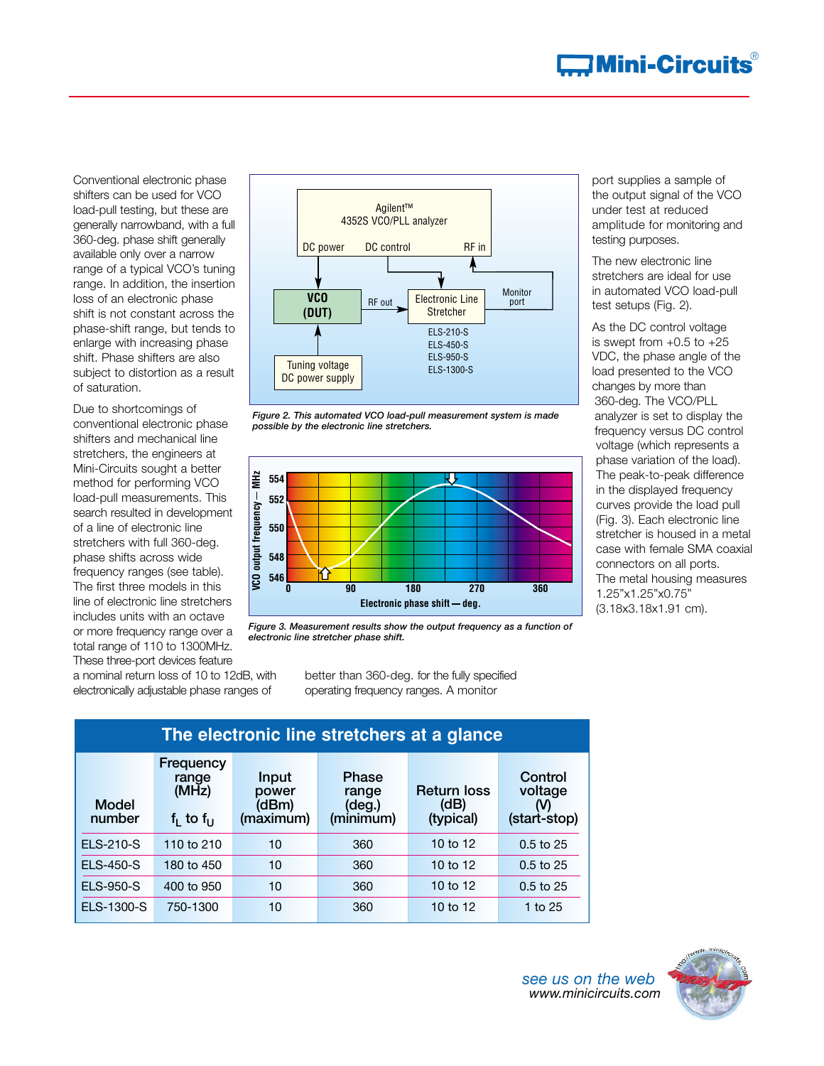Conventional electronic phase shifters can be used for VCO load-pull testing, but these are generally narrowband, with a full 360-deg. phase shift generally available only over a narrow range of a typical VCO's tuning range. In addition, the insertion loss of an electronic phase shift is not constant across the phase-shift range, but tends to enlarge with increasing phase shift. Phase shifters are also subject to distortion as a result of saturation.

Due to shortcomings of conventional electronic phase shifters and mechanical line stretchers, the engineers at Mini-Circuits sought a better method for performing VCO load-pull measurements. This search resulted in development of a line of electronic line stretchers with full 360-deg. phase shifts across wide frequency ranges (see table). The first three models in this line of electronic line stretchers includes units with an octave or more frequency range over a total range of 110 to 1300MHz. These three-port devices feature a nominal return loss of 10 to 12dB, with electronically adjustable phase ranges of better than 360-deg. for the fully specified operating frequency ranges. A monitor port supplies a sample of the output signal of the VCO under test at reduced amplitude for monitoring and testing purposes.

Agilent™ 4352S VCO/PLL analyzer

DC power

DC control

RF in

VCO (DUT)

RF out

Electronic Line Stretcher

Monitor port

ELS-210-S

ELS-450-S

ELS-950-S

ELS-1300-S

Tuning voltage DC power supply

*Figure 2. This automated VCO load-pull measurement system is made possible by the electronic line stretchers.*

VCO output frequency — MHz

554

552

550

548

546

0

90

180

270

360

Electronic phase shift — deg.

*Figure 3. Measurement results show the output frequency as a function of electronic line stretcher phase shift.*

The new electronic line stretchers are ideal for use in automated VCO load-pull test setups (Fig. 2).

As the DC control voltage is swept from +0.5 to +25 VDC, the phase angle of the load presented to the VCO changes by more than 360-deg. The VCO/PLL analyzer is set to display the frequency versus DC control voltage (which represents a phase variation of the load). The peak-to-peak difference in the displayed frequency curves provide the load pull (Fig. 3). Each electronic line stretcher is housed in a metal case with female SMA coaxial connectors on all ports. The metal housing measures 1.25"x1.25"x0.75" (3.18x3.18x1.91 cm).

## The electronic line stretchers at a glance

| Model number | Frequency range (MHz) $f_L$ to $f_U$ | Input power (dBm) (maximum) | Phase range (deg.) (minimum) | Return loss (dB) (typical) | Control voltage (V) (start-stop) |
|---|---|---|---|---|---|
| ELS-210-S | 110 to 210 | 10 | 360 | 10 to 12 | 0.5 to 25 |
| ELS-450-S | 180 to 450 | 10 | 360 | 10 to 12 | 0.5 to 25 |
| ELS-950-S | 400 to 950 | 10 | 360 | 10 to 12 | 0.5 to 25 |
| ELS-1300-S | 750-1300 | 10 | 360 | 10 to 12 | 1 to 25 |

*see us on the web*
*www.minicircuits.com*